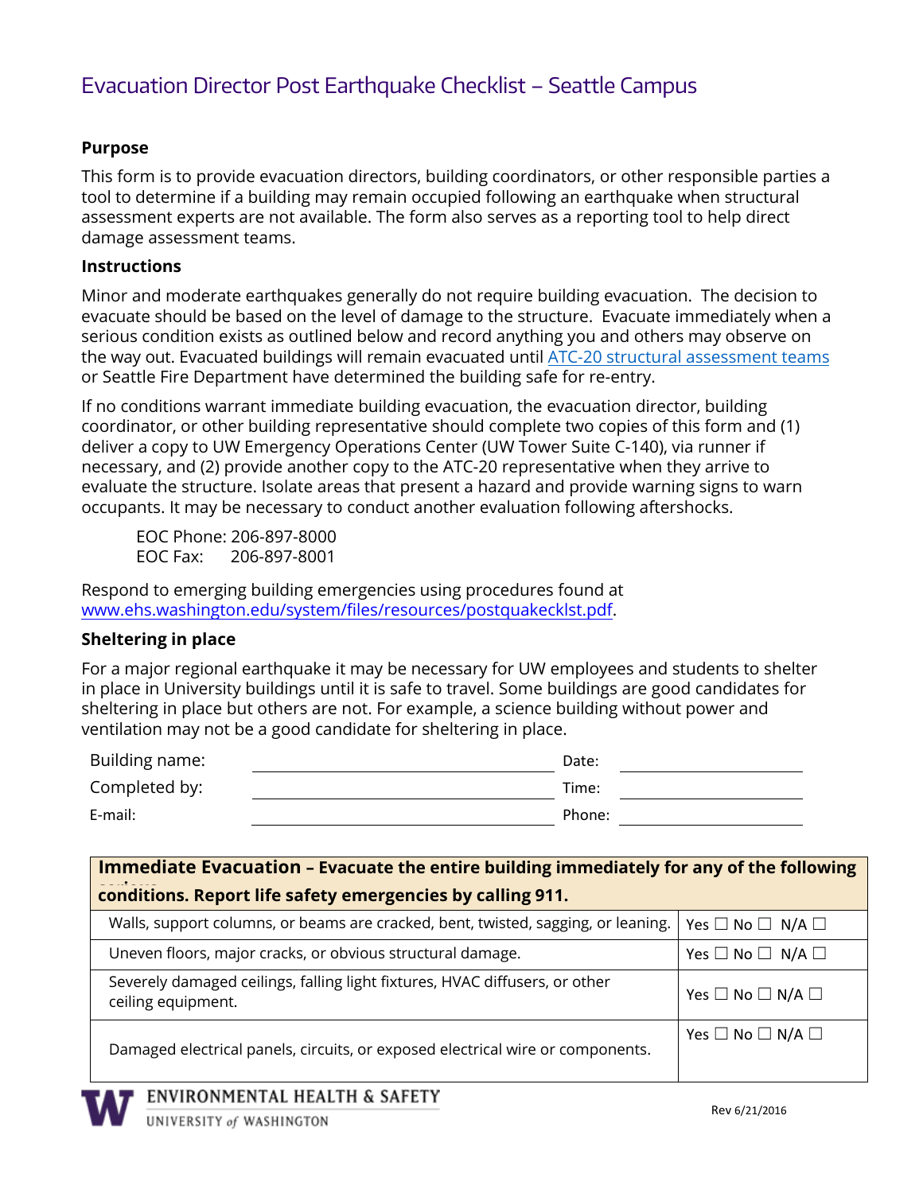// Evacuation Director Post Earthquake Checklist – Seattle Campus

**Purpose**

This form is to provide evacuation directors, building coordinators, or other responsible parties a tool to determine if a building may remain occupied following an earthquake when structural assessment experts are not available. The form also serves as a reporting tool to help direct damage assessment teams.

**Instructions**

Minor and moderate earthquakes generally do not require building evacuation. The decision to evacuate should be based on the level of damage to the structure. Evacuate immediately when a serious condition exists as outlined below and record anything you and others may observe on the way out. Evacuated buildings will remain evacuated until ATC-20 structural assessment teams or Seattle Fire Department have determined the building safe for re-entry.

If no conditions warrant immediate building evacuation, the evacuation director, building coordinator, or other building representative should complete two copies of this form and (1) deliver a copy to UW Emergency Operations Center (UW Tower Suite C-140), via runner if necessary, and (2) provide another copy to the ATC-20 representative when they arrive to evaluate the structure. Isolate areas that present a hazard and provide warning signs to warn occupants. It may be necessary to conduct another evaluation following aftershocks.

EOC Phone: 206-897-8000
EOC Fax: 206-897-8001

Respond to emerging building emergencies using procedures found at www.ehs.washington.edu/system/files/resources/postquakecklst.pdf.

**Sheltering in place**

For a major regional earthquake it may be necessary for UW employees and students to shelter in place in University buildings until it is safe to travel. Some buildings are good candidates for sheltering in place but others are not. For example, a science building without power and ventilation may not be a good candidate for sheltering in place.

| | | | |
|---|---|---|---|
| Building name: | | Date: | |
| Completed by: | | Time: | |
| E-mail: | | Phone: | |

| **Immediate Evacuation – Evacuate the entire building immediately for any of the following serious conditions. Report life safety emergencies by calling 911.** | |
|---|---|
| Walls, support columns, or beams are cracked, bent, twisted, sagging, or leaning. | Yes ☐ No ☐ N/A ☐ |
| Uneven floors, major cracks, or obvious structural damage. | Yes ☐ No ☐ N/A ☐ |
| Severely damaged ceilings, falling light fixtures, HVAC diffusers, or other ceiling equipment. | Yes ☐ No ☐ N/A ☐ |
| Damaged electrical panels, circuits, or exposed electrical wire or components. | Yes ☐ No ☐ N/A ☐ |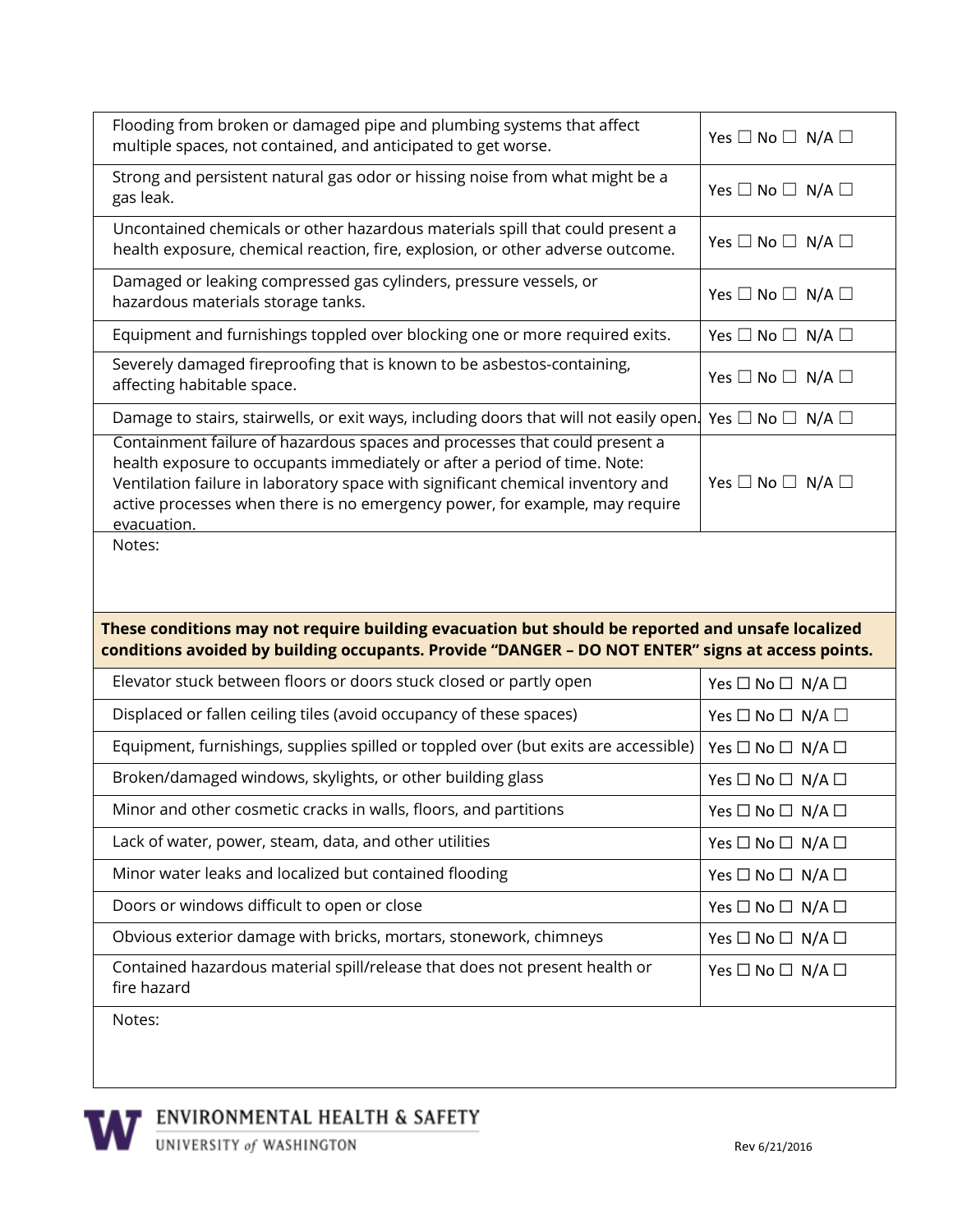| | |
|---|---|
| Flooding from broken or damaged pipe and plumbing systems that affect multiple spaces, not contained, and anticipated to get worse. | Yes ☐ No ☐ N/A ☐ |
| Strong and persistent natural gas odor or hissing noise from what might be a gas leak. | Yes ☐ No ☐ N/A ☐ |
| Uncontained chemicals or other hazardous materials spill that could present a health exposure, chemical reaction, fire, explosion, or other adverse outcome. | Yes ☐ No ☐ N/A ☐ |
| Damaged or leaking compressed gas cylinders, pressure vessels, or hazardous materials storage tanks. | Yes ☐ No ☐ N/A ☐ |
| Equipment and furnishings toppled over blocking one or more required exits. | Yes ☐ No ☐ N/A ☐ |
| Severely damaged fireproofing that is known to be asbestos-containing, affecting habitable space. | Yes ☐ No ☐ N/A ☐ |
| Damage to stairs, stairwells, or exit ways, including doors that will not easily open. | Yes ☐ No ☐ N/A ☐ |
| Containment failure of hazardous spaces and processes that could present a health exposure to occupants immediately or after a period of time. Note: Ventilation failure in laboratory space with significant chemical inventory and active processes when there is no emergency power, for example, may require evacuation. | Yes ☐ No ☐ N/A ☐ |
| Notes: | |

**These conditions may not require building evacuation but should be reported and unsafe localized conditions avoided by building occupants. Provide "DANGER – DO NOT ENTER" signs at access points.**

| | |
|---|---|
| Elevator stuck between floors or doors stuck closed or partly open | Yes ☐ No ☐ N/A ☐ |
| Displaced or fallen ceiling tiles (avoid occupancy of these spaces) | Yes ☐ No ☐ N/A ☐ |
| Equipment, furnishings, supplies spilled or toppled over (but exits are accessible) | Yes ☐ No ☐ N/A ☐ |
| Broken/damaged windows, skylights, or other building glass | Yes ☐ No ☐ N/A ☐ |
| Minor and other cosmetic cracks in walls, floors, and partitions | Yes ☐ No ☐ N/A ☐ |
| Lack of water, power, steam, data, and other utilities | Yes ☐ No ☐ N/A ☐ |
| Minor water leaks and localized but contained flooding | Yes ☐ No ☐ N/A ☐ |
| Doors or windows difficult to open or close | Yes ☐ No ☐ N/A ☐ |
| Obvious exterior damage with bricks, mortars, stonework, chimneys | Yes ☐ No ☐ N/A ☐ |
| Contained hazardous material spill/release that does not present health or fire hazard | Yes ☐ No ☐ N/A ☐ |
| Notes: | |

ENVIRONMENTAL HEALTH & SAFETY
UNIVERSITY of WASHINGTON

Rev 6/21/2016